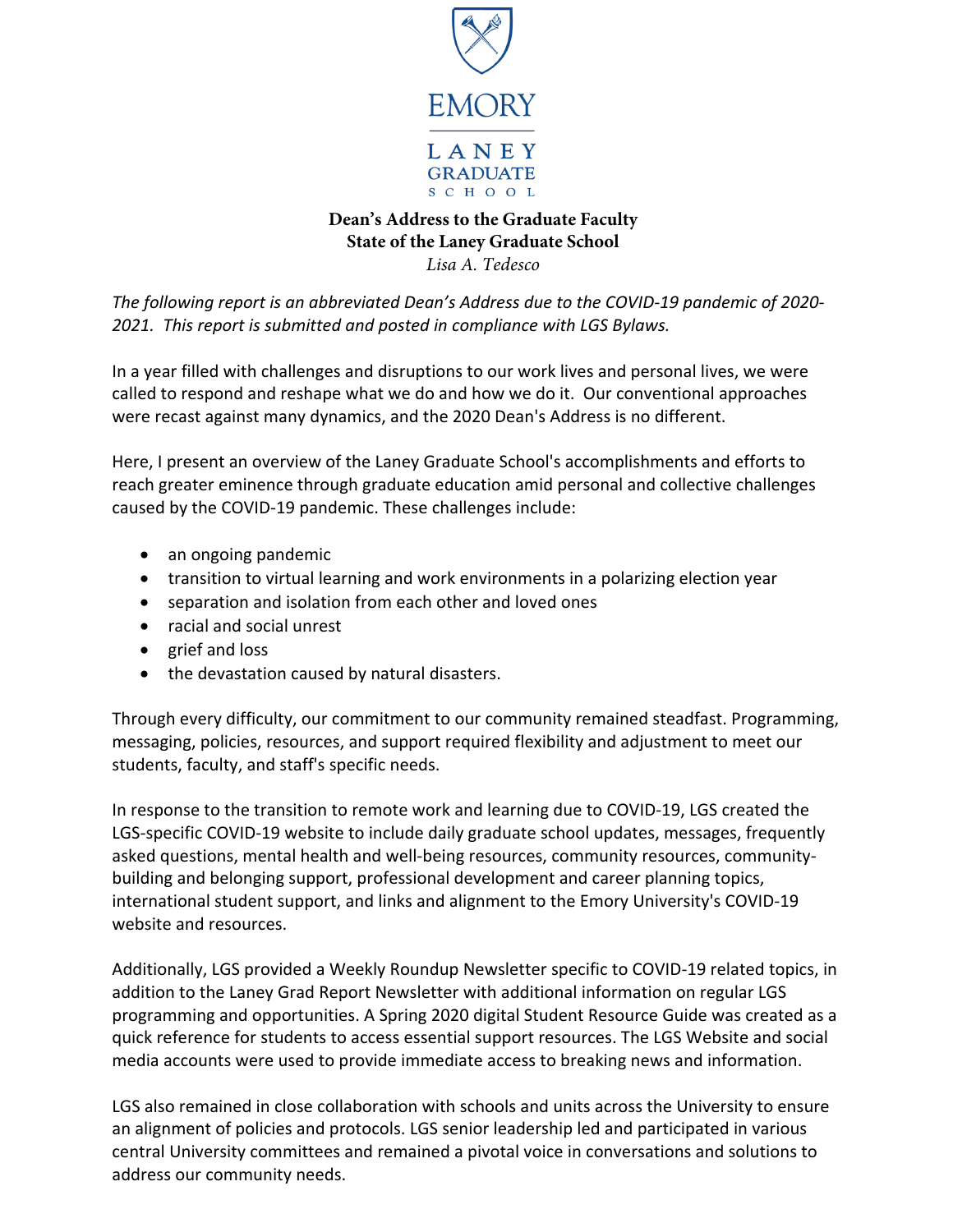EMORY

LANEY GRADUATE SCHOOL

**Dean's Address to the Graduate Faculty**
**State of the Laney Graduate School**
*Lisa A. Tedesco*

*The following report is an abbreviated Dean's Address due to the COVID-19 pandemic of 2020-2021. This report is submitted and posted in compliance with LGS Bylaws.*

In a year filled with challenges and disruptions to our work lives and personal lives, we were called to respond and reshape what we do and how we do it. Our conventional approaches were recast against many dynamics, and the 2020 Dean's Address is no different.

Here, I present an overview of the Laney Graduate School's accomplishments and efforts to reach greater eminence through graduate education amid personal and collective challenges caused by the COVID-19 pandemic. These challenges include:

- an ongoing pandemic
- transition to virtual learning and work environments in a polarizing election year
- separation and isolation from each other and loved ones
- racial and social unrest
- grief and loss
- the devastation caused by natural disasters.

Through every difficulty, our commitment to our community remained steadfast. Programming, messaging, policies, resources, and support required flexibility and adjustment to meet our students, faculty, and staff's specific needs.

In response to the transition to remote work and learning due to COVID-19, LGS created the LGS-specific COVID-19 website to include daily graduate school updates, messages, frequently asked questions, mental health and well-being resources, community resources, community-building and belonging support, professional development and career planning topics, international student support, and links and alignment to the Emory University's COVID-19 website and resources.

Additionally, LGS provided a Weekly Roundup Newsletter specific to COVID-19 related topics, in addition to the Laney Grad Report Newsletter with additional information on regular LGS programming and opportunities. A Spring 2020 digital Student Resource Guide was created as a quick reference for students to access essential support resources. The LGS Website and social media accounts were used to provide immediate access to breaking news and information.

LGS also remained in close collaboration with schools and units across the University to ensure an alignment of policies and protocols. LGS senior leadership led and participated in various central University committees and remained a pivotal voice in conversations and solutions to address our community needs.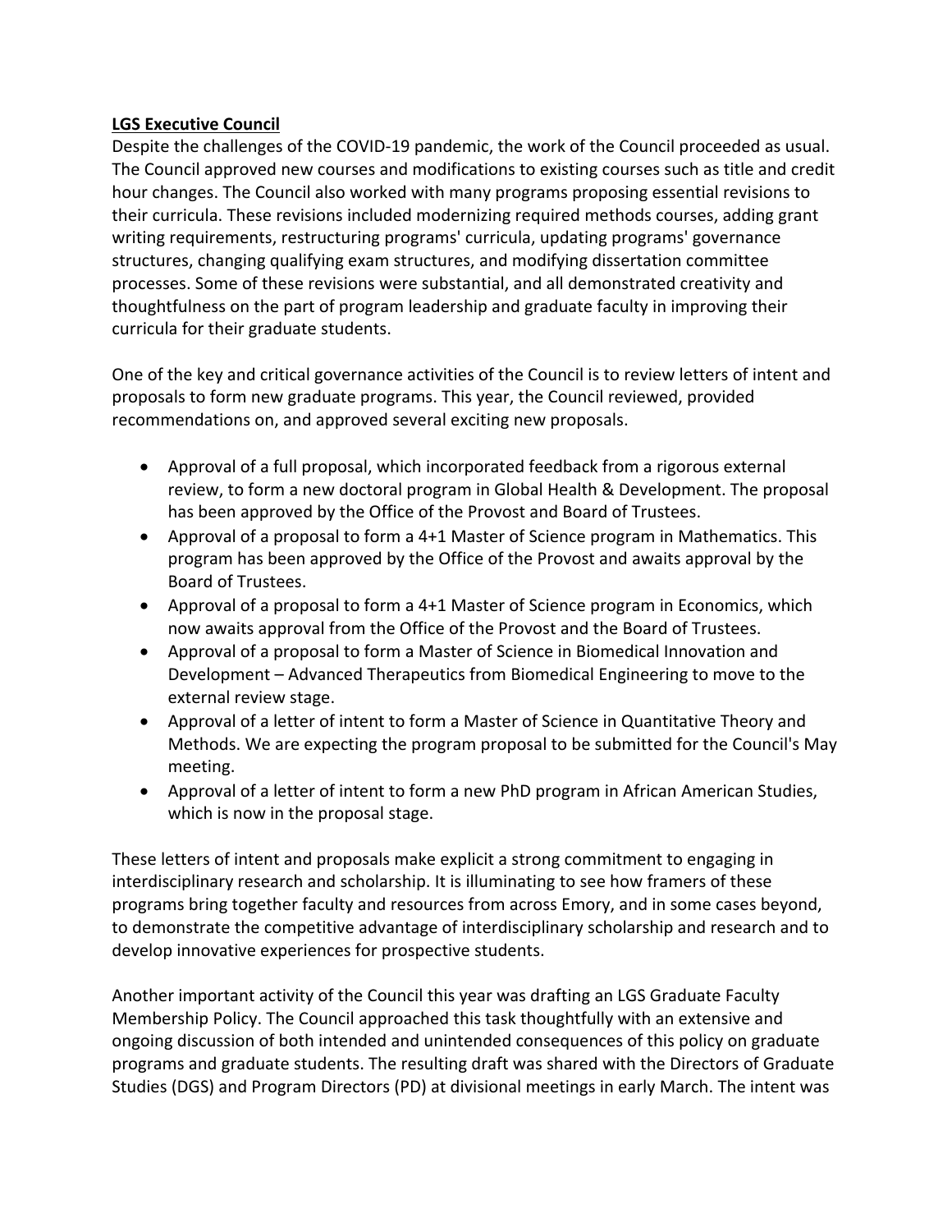**LGS Executive Council**

Despite the challenges of the COVID-19 pandemic, the work of the Council proceeded as usual. The Council approved new courses and modifications to existing courses such as title and credit hour changes. The Council also worked with many programs proposing essential revisions to their curricula. These revisions included modernizing required methods courses, adding grant writing requirements, restructuring programs' curricula, updating programs' governance structures, changing qualifying exam structures, and modifying dissertation committee processes. Some of these revisions were substantial, and all demonstrated creativity and thoughtfulness on the part of program leadership and graduate faculty in improving their curricula for their graduate students.

One of the key and critical governance activities of the Council is to review letters of intent and proposals to form new graduate programs. This year, the Council reviewed, provided recommendations on, and approved several exciting new proposals.

- Approval of a full proposal, which incorporated feedback from a rigorous external review, to form a new doctoral program in Global Health & Development. The proposal has been approved by the Office of the Provost and Board of Trustees.
- Approval of a proposal to form a 4+1 Master of Science program in Mathematics. This program has been approved by the Office of the Provost and awaits approval by the Board of Trustees.
- Approval of a proposal to form a 4+1 Master of Science program in Economics, which now awaits approval from the Office of the Provost and the Board of Trustees.
- Approval of a proposal to form a Master of Science in Biomedical Innovation and Development – Advanced Therapeutics from Biomedical Engineering to move to the external review stage.
- Approval of a letter of intent to form a Master of Science in Quantitative Theory and Methods. We are expecting the program proposal to be submitted for the Council's May meeting.
- Approval of a letter of intent to form a new PhD program in African American Studies, which is now in the proposal stage.

These letters of intent and proposals make explicit a strong commitment to engaging in interdisciplinary research and scholarship. It is illuminating to see how framers of these programs bring together faculty and resources from across Emory, and in some cases beyond, to demonstrate the competitive advantage of interdisciplinary scholarship and research and to develop innovative experiences for prospective students.

Another important activity of the Council this year was drafting an LGS Graduate Faculty Membership Policy. The Council approached this task thoughtfully with an extensive and ongoing discussion of both intended and unintended consequences of this policy on graduate programs and graduate students. The resulting draft was shared with the Directors of Graduate Studies (DGS) and Program Directors (PD) at divisional meetings in early March. The intent was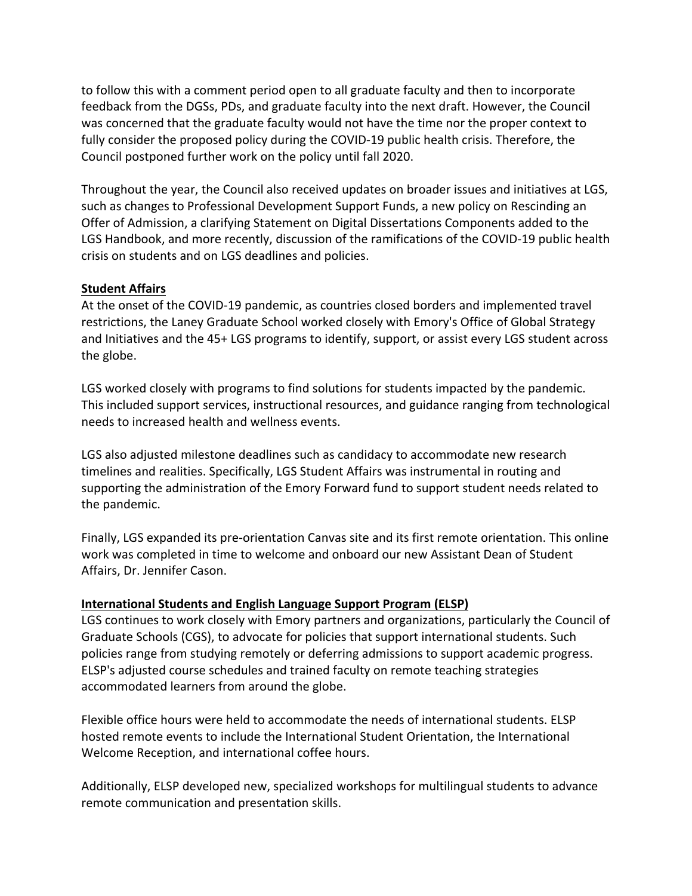to follow this with a comment period open to all graduate faculty and then to incorporate feedback from the DGSs, PDs, and graduate faculty into the next draft. However, the Council was concerned that the graduate faculty would not have the time nor the proper context to fully consider the proposed policy during the COVID-19 public health crisis. Therefore, the Council postponed further work on the policy until fall 2020.

Throughout the year, the Council also received updates on broader issues and initiatives at LGS, such as changes to Professional Development Support Funds, a new policy on Rescinding an Offer of Admission, a clarifying Statement on Digital Dissertations Components added to the LGS Handbook, and more recently, discussion of the ramifications of the COVID-19 public health crisis on students and on LGS deadlines and policies.

## Student Affairs

At the onset of the COVID-19 pandemic, as countries closed borders and implemented travel restrictions, the Laney Graduate School worked closely with Emory's Office of Global Strategy and Initiatives and the 45+ LGS programs to identify, support, or assist every LGS student across the globe.

LGS worked closely with programs to find solutions for students impacted by the pandemic. This included support services, instructional resources, and guidance ranging from technological needs to increased health and wellness events.

LGS also adjusted milestone deadlines such as candidacy to accommodate new research timelines and realities. Specifically, LGS Student Affairs was instrumental in routing and supporting the administration of the Emory Forward fund to support student needs related to the pandemic.

Finally, LGS expanded its pre-orientation Canvas site and its first remote orientation. This online work was completed in time to welcome and onboard our new Assistant Dean of Student Affairs, Dr. Jennifer Cason.

## International Students and English Language Support Program (ELSP)

LGS continues to work closely with Emory partners and organizations, particularly the Council of Graduate Schools (CGS), to advocate for policies that support international students. Such policies range from studying remotely or deferring admissions to support academic progress. ELSP's adjusted course schedules and trained faculty on remote teaching strategies accommodated learners from around the globe.

Flexible office hours were held to accommodate the needs of international students. ELSP hosted remote events to include the International Student Orientation, the International Welcome Reception, and international coffee hours.

Additionally, ELSP developed new, specialized workshops for multilingual students to advance remote communication and presentation skills.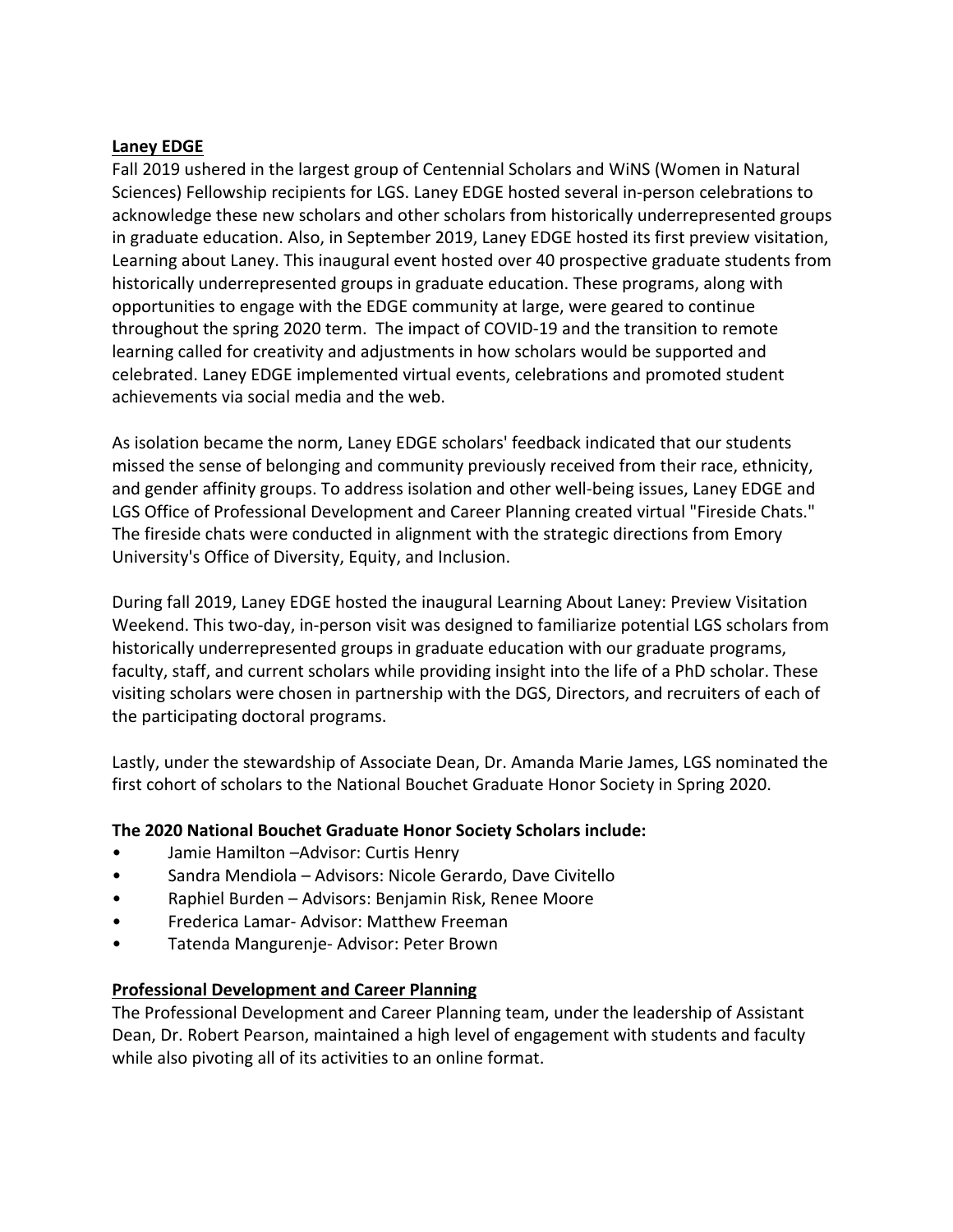## Laney EDGE

Fall 2019 ushered in the largest group of Centennial Scholars and WiNS (Women in Natural Sciences) Fellowship recipients for LGS. Laney EDGE hosted several in-person celebrations to acknowledge these new scholars and other scholars from historically underrepresented groups in graduate education. Also, in September 2019, Laney EDGE hosted its first preview visitation, Learning about Laney. This inaugural event hosted over 40 prospective graduate students from historically underrepresented groups in graduate education. These programs, along with opportunities to engage with the EDGE community at large, were geared to continue throughout the spring 2020 term. The impact of COVID-19 and the transition to remote learning called for creativity and adjustments in how scholars would be supported and celebrated. Laney EDGE implemented virtual events, celebrations and promoted student achievements via social media and the web.

As isolation became the norm, Laney EDGE scholars' feedback indicated that our students missed the sense of belonging and community previously received from their race, ethnicity, and gender affinity groups. To address isolation and other well-being issues, Laney EDGE and LGS Office of Professional Development and Career Planning created virtual "Fireside Chats." The fireside chats were conducted in alignment with the strategic directions from Emory University's Office of Diversity, Equity, and Inclusion.

During fall 2019, Laney EDGE hosted the inaugural Learning About Laney: Preview Visitation Weekend. This two-day, in-person visit was designed to familiarize potential LGS scholars from historically underrepresented groups in graduate education with our graduate programs, faculty, staff, and current scholars while providing insight into the life of a PhD scholar. These visiting scholars were chosen in partnership with the DGS, Directors, and recruiters of each of the participating doctoral programs.

Lastly, under the stewardship of Associate Dean, Dr. Amanda Marie James, LGS nominated the first cohort of scholars to the National Bouchet Graduate Honor Society in Spring 2020.

**The 2020 National Bouchet Graduate Honor Society Scholars include:**

- Jamie Hamilton –Advisor: Curtis Henry
- Sandra Mendiola – Advisors: Nicole Gerardo, Dave Civitello
- Raphiel Burden – Advisors: Benjamin Risk, Renee Moore
- Frederica Lamar- Advisor: Matthew Freeman
- Tatenda Mangurenje- Advisor: Peter Brown

## Professional Development and Career Planning

The Professional Development and Career Planning team, under the leadership of Assistant Dean, Dr. Robert Pearson, maintained a high level of engagement with students and faculty while also pivoting all of its activities to an online format.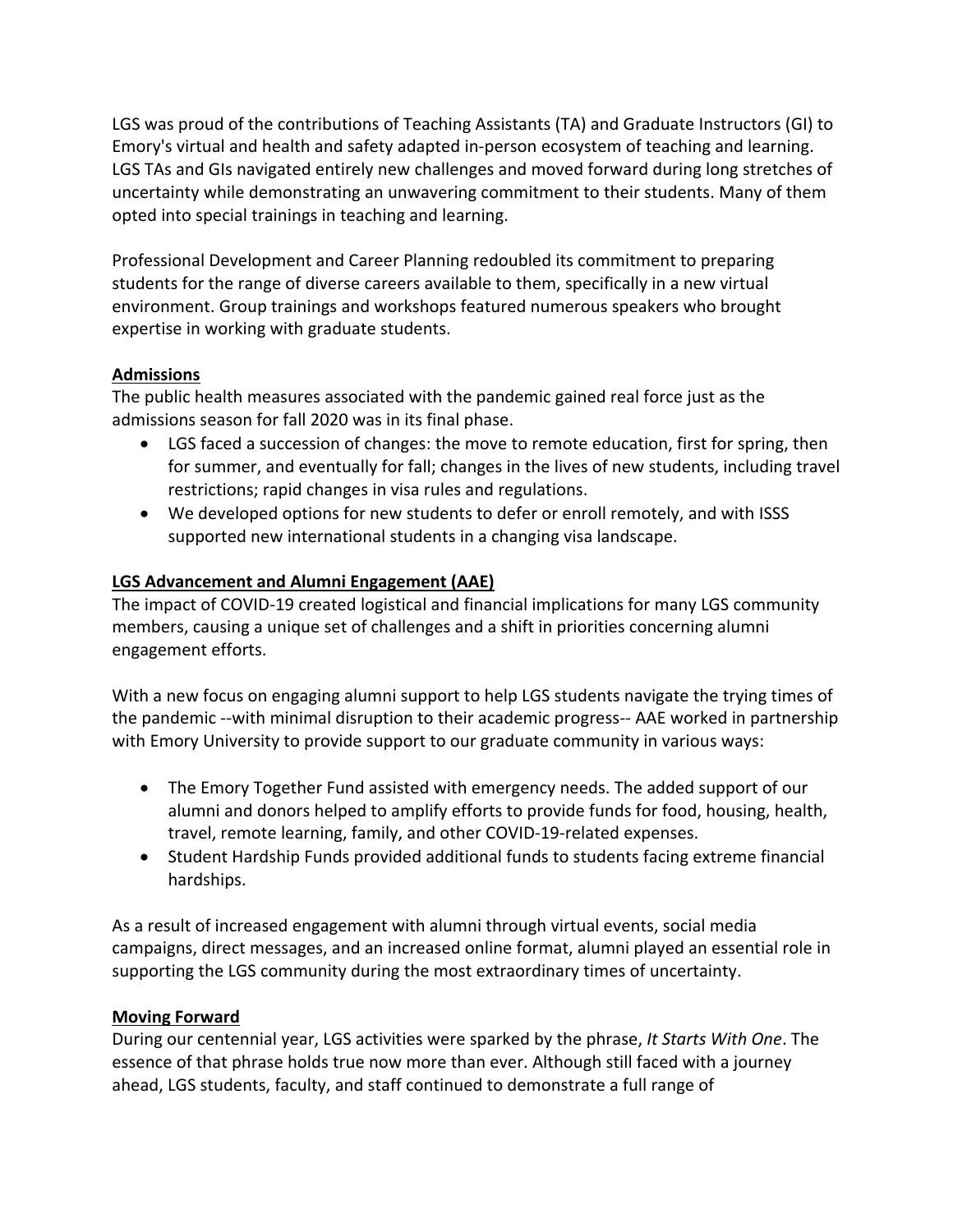LGS was proud of the contributions of Teaching Assistants (TA) and Graduate Instructors (GI) to Emory's virtual and health and safety adapted in-person ecosystem of teaching and learning. LGS TAs and GIs navigated entirely new challenges and moved forward during long stretches of uncertainty while demonstrating an unwavering commitment to their students. Many of them opted into special trainings in teaching and learning.

Professional Development and Career Planning redoubled its commitment to preparing students for the range of diverse careers available to them, specifically in a new virtual environment. Group trainings and workshops featured numerous speakers who brought expertise in working with graduate students.

## Admissions

The public health measures associated with the pandemic gained real force just as the admissions season for fall 2020 was in its final phase.

- LGS faced a succession of changes: the move to remote education, first for spring, then for summer, and eventually for fall; changes in the lives of new students, including travel restrictions; rapid changes in visa rules and regulations.
- We developed options for new students to defer or enroll remotely, and with ISSS supported new international students in a changing visa landscape.

## LGS Advancement and Alumni Engagement (AAE)

The impact of COVID-19 created logistical and financial implications for many LGS community members, causing a unique set of challenges and a shift in priorities concerning alumni engagement efforts.

With a new focus on engaging alumni support to help LGS students navigate the trying times of the pandemic --with minimal disruption to their academic progress-- AAE worked in partnership with Emory University to provide support to our graduate community in various ways:

- The Emory Together Fund assisted with emergency needs. The added support of our alumni and donors helped to amplify efforts to provide funds for food, housing, health, travel, remote learning, family, and other COVID-19-related expenses.
- Student Hardship Funds provided additional funds to students facing extreme financial hardships.

As a result of increased engagement with alumni through virtual events, social media campaigns, direct messages, and an increased online format, alumni played an essential role in supporting the LGS community during the most extraordinary times of uncertainty.

## Moving Forward

During our centennial year, LGS activities were sparked by the phrase, *It Starts With One*. The essence of that phrase holds true now more than ever. Although still faced with a journey ahead, LGS students, faculty, and staff continued to demonstrate a full range of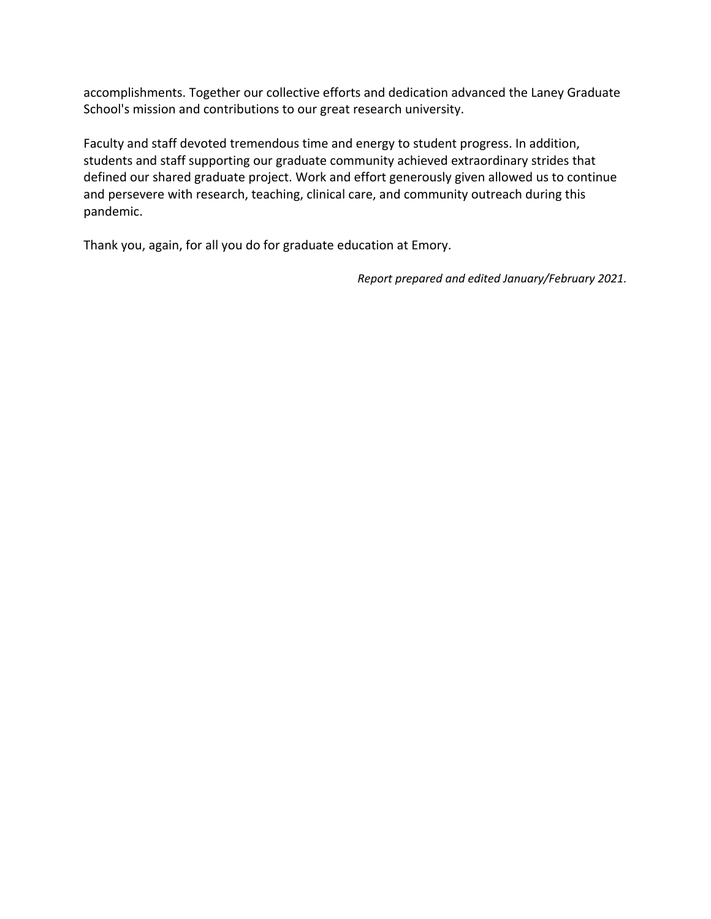accomplishments. Together our collective efforts and dedication advanced the Laney Graduate School's mission and contributions to our great research university.

Faculty and staff devoted tremendous time and energy to student progress. In addition, students and staff supporting our graduate community achieved extraordinary strides that defined our shared graduate project. Work and effort generously given allowed us to continue and persevere with research, teaching, clinical care, and community outreach during this pandemic.

Thank you, again, for all you do for graduate education at Emory.

*Report prepared and edited January/February 2021.*